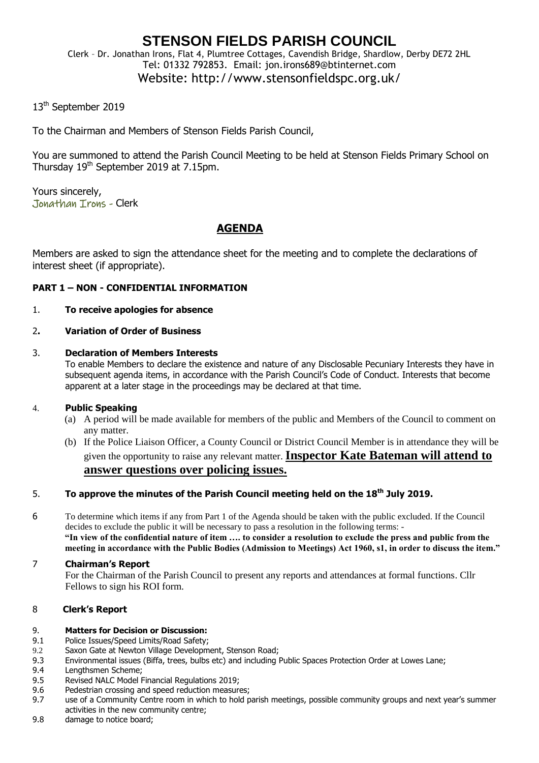# STENSON FIELDS PARISH COUNCIL

Clerk – Dr. Jonathan Irons, Flat 4, Plumtree Cottages, Cavendish Bridge, Shardlow, Derby DE72 2HL
Tel: 01332 792853. Email: jon.irons689@btinternet.com
Website: http://www.stensonfieldspc.org.uk/

13th September 2019

To the Chairman and Members of Stenson Fields Parish Council,

You are summoned to attend the Parish Council Meeting to be held at Stenson Fields Primary School on Thursday 19th September 2019 at 7.15pm.

Yours sincerely,
Jonathan Irons - Clerk

## AGENDA

Members are asked to sign the attendance sheet for the meeting and to complete the declarations of interest sheet (if appropriate).

**PART 1 – NON - CONFIDENTIAL INFORMATION**

1. **To receive apologies for absence**

2. **Variation of Order of Business**

3. **Declaration of Members Interests**
   To enable Members to declare the existence and nature of any Disclosable Pecuniary Interests they have in subsequent agenda items, in accordance with the Parish Council's Code of Conduct. Interests that become apparent at a later stage in the proceedings may be declared at that time.

4. **Public Speaking**
   (a) A period will be made available for members of the public and Members of the Council to comment on any matter.
   (b) If the Police Liaison Officer, a County Council or District Council Member is in attendance they will be given the opportunity to raise any relevant matter. **Inspector Kate Bateman will attend to answer questions over policing issues.**

5. **To approve the minutes of the Parish Council meeting held on the 18th July 2019.**

6. To determine which items if any from Part 1 of the Agenda should be taken with the public excluded. If the Council decides to exclude the public it will be necessary to pass a resolution in the following terms: -
   **"In view of the confidential nature of item …. to consider a resolution to exclude the press and public from the meeting in accordance with the Public Bodies (Admission to Meetings) Act 1960, s1, in order to discuss the item."**

7. **Chairman's Report**
   For the Chairman of the Parish Council to present any reports and attendances at formal functions. Cllr Fellows to sign his ROI form.

8. **Clerk's Report**

9. **Matters for Decision or Discussion:**
   - 9.1 Police Issues/Speed Limits/Road Safety;
   - 9.2 Saxon Gate at Newton Village Development, Stenson Road;
   - 9.3 Environmental issues (Biffa, trees, bulbs etc) and including Public Spaces Protection Order at Lowes Lane;
   - 9.4 Lengthsmen Scheme;
   - 9.5 Revised NALC Model Financial Regulations 2019;
   - 9.6 Pedestrian crossing and speed reduction measures;
   - 9.7 use of a Community Centre room in which to hold parish meetings, possible community groups and next year's summer activities in the new community centre;
   - 9.8 damage to notice board;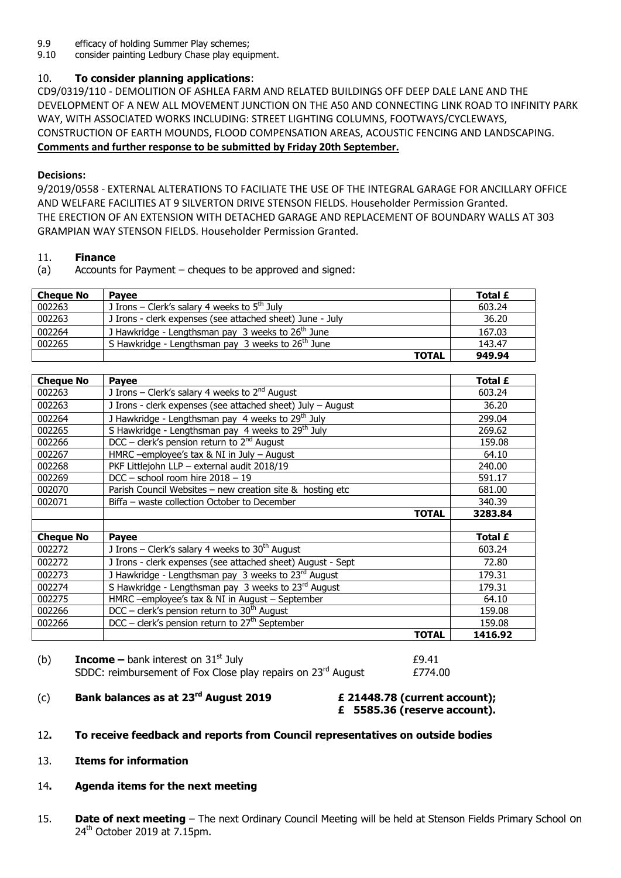9.9 efficacy of holding Summer Play schemes;
9.10 consider painting Ledbury Chase play equipment.

10. **To consider planning applications**:

CD9/0319/110 - DEMOLITION OF ASHLEA FARM AND RELATED BUILDINGS OFF DEEP DALE LANE AND THE DEVELOPMENT OF A NEW ALL MOVEMENT JUNCTION ON THE A50 AND CONNECTING LINK ROAD TO INFINITY PARK WAY, WITH ASSOCIATED WORKS INCLUDING: STREET LIGHTING COLUMNS, FOOTWAYS/CYCLEWAYS, CONSTRUCTION OF EARTH MOUNDS, FLOOD COMPENSATION AREAS, ACOUSTIC FENCING AND LANDSCAPING. **Comments and further response to be submitted by Friday 20th September.**

**Decisions:**

9/2019/0558 - EXTERNAL ALTERATIONS TO FACILIATE THE USE OF THE INTEGRAL GARAGE FOR ANCILLARY OFFICE AND WELFARE FACILITIES AT 9 SILVERTON DRIVE STENSON FIELDS. Householder Permission Granted.
THE ERECTION OF AN EXTENSION WITH DETACHED GARAGE AND REPLACEMENT OF BOUNDARY WALLS AT 303 GRAMPIAN WAY STENSON FIELDS. Householder Permission Granted.

11. **Finance**

(a) Accounts for Payment – cheques to be approved and signed:

| Cheque No | Payee | Total £ |
|---|---|---|
| 002263 | J Irons – Clerk's salary 4 weeks to 5th July | 603.24 |
| 002263 | J Irons - clerk expenses (see attached sheet) June - July | 36.20 |
| 002264 | J Hawkridge - Lengthsman pay 3 weeks to 26th June | 167.03 |
| 002265 | S Hawkridge - Lengthsman pay 3 weeks to 26th June | 143.47 |
| | **TOTAL** | **949.94** |

| Cheque No | Payee | Total £ |
|---|---|---|
| 002263 | J Irons – Clerk's salary 4 weeks to 2nd August | 603.24 |
| 002263 | J Irons - clerk expenses (see attached sheet) July – August | 36.20 |
| 002264 | J Hawkridge - Lengthsman pay 4 weeks to 29th July | 299.04 |
| 002265 | S Hawkridge - Lengthsman pay 4 weeks to 29th July | 269.62 |
| 002266 | DCC – clerk's pension return to 2nd August | 159.08 |
| 002267 | HMRC –employee's tax & NI in July – August | 64.10 |
| 002268 | PKF Littlejohn LLP – external audit 2018/19 | 240.00 |
| 002269 | DCC – school room hire 2018 – 19 | 591.17 |
| 002070 | Parish Council Websites – new creation site & hosting etc | 681.00 |
| 002071 | Biffa – waste collection October to December | 340.39 |
| | **TOTAL** | **3283.84** |
| | | |
| **Cheque No** | **Payee** | **Total £** |
| 002272 | J Irons – Clerk's salary 4 weeks to 30th August | 603.24 |
| 002272 | J Irons - clerk expenses (see attached sheet) August - Sept | 72.80 |
| 002273 | J Hawkridge - Lengthsman pay 3 weeks to 23rd August | 179.31 |
| 002274 | S Hawkridge - Lengthsman pay 3 weeks to 23rd August | 179.31 |
| 002275 | HMRC –employee's tax & NI in August – September | 64.10 |
| 002266 | DCC – clerk's pension return to 30th August | 159.08 |
| 002266 | DCC – clerk's pension return to 27th September | 159.08 |
| | **TOTAL** | **1416.92** |

(b) **Income –** bank interest on 31st July £9.41
SDDC: reimbursement of Fox Close play repairs on 23rd August £774.00

(c) **Bank balances as at 23rd August 2019** **£ 21448.78 (current account); £ 5585.36 (reserve account).**

12. **To receive feedback and reports from Council representatives on outside bodies**

13. **Items for information**

14. **Agenda items for the next meeting**

15. **Date of next meeting** – The next Ordinary Council Meeting will be held at Stenson Fields Primary School on 24th October 2019 at 7.15pm.